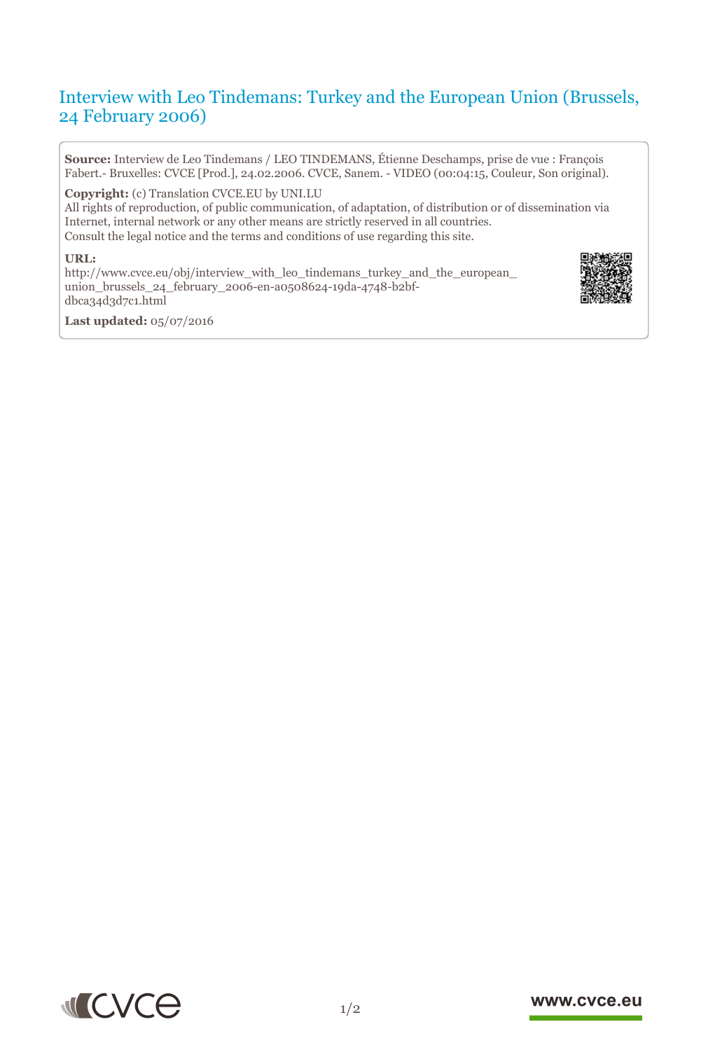# Interview with Leo Tindemans: Turkey and the European Union (Brussels, 24 February 2006)

**Source:** Interview de Leo Tindemans / LEO TINDEMANS, Étienne Deschamps, prise de vue : François Fabert.- Bruxelles: CVCE [Prod.], 24.02.2006. CVCE, Sanem. - VIDEO (00:04:15, Couleur, Son original).

**Copyright:** (c) Translation CVCE.EU by UNI.LU
All rights of reproduction, of public communication, of adaptation, of distribution or of dissemination via Internet, internal network or any other means are strictly reserved in all countries.
Consult the legal notice and the terms and conditions of use regarding this site.

**URL:**
http://www.cvce.eu/obj/interview_with_leo_tindemans_turkey_and_the_european_union_brussels_24_february_2006-en-a0508624-19da-4748-b2bf-dbca34d3d7c1.html

**Last updated:** 05/07/2016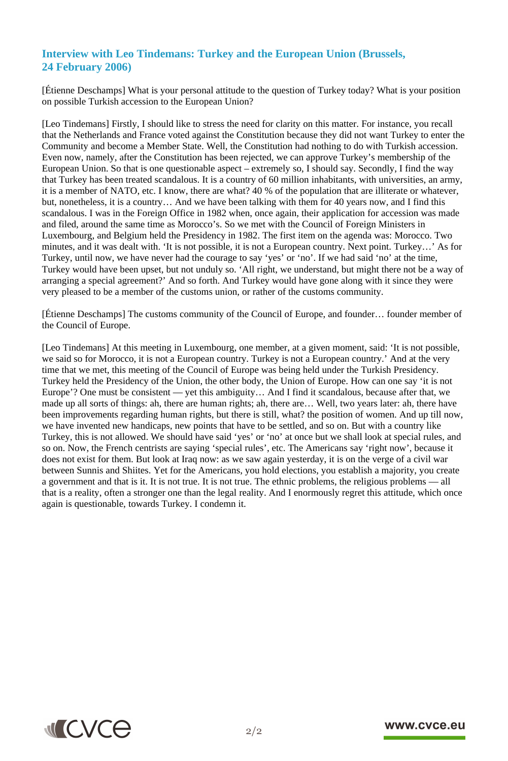## Interview with Leo Tindemans: Turkey and the European Union (Brussels, 24 February 2006)

[Étienne Deschamps] What is your personal attitude to the question of Turkey today? What is your position on possible Turkish accession to the European Union?

[Leo Tindemans] Firstly, I should like to stress the need for clarity on this matter. For instance, you recall that the Netherlands and France voted against the Constitution because they did not want Turkey to enter the Community and become a Member State. Well, the Constitution had nothing to do with Turkish accession. Even now, namely, after the Constitution has been rejected, we can approve Turkey's membership of the European Union. So that is one questionable aspect – extremely so, I should say. Secondly, I find the way that Turkey has been treated scandalous. It is a country of 60 million inhabitants, with universities, an army, it is a member of NATO, etc. I know, there are what? 40 % of the population that are illiterate or whatever, but, nonetheless, it is a country… And we have been talking with them for 40 years now, and I find this scandalous. I was in the Foreign Office in 1982 when, once again, their application for accession was made and filed, around the same time as Morocco's. So we met with the Council of Foreign Ministers in Luxembourg, and Belgium held the Presidency in 1982. The first item on the agenda was: Morocco. Two minutes, and it was dealt with. 'It is not possible, it is not a European country. Next point. Turkey…' As for Turkey, until now, we have never had the courage to say 'yes' or 'no'. If we had said 'no' at the time, Turkey would have been upset, but not unduly so. 'All right, we understand, but might there not be a way of arranging a special agreement?' And so forth. And Turkey would have gone along with it since they were very pleased to be a member of the customs union, or rather of the customs community.

[Étienne Deschamps] The customs community of the Council of Europe, and founder… founder member of the Council of Europe.

[Leo Tindemans] At this meeting in Luxembourg, one member, at a given moment, said: 'It is not possible, we said so for Morocco, it is not a European country. Turkey is not a European country.' And at the very time that we met, this meeting of the Council of Europe was being held under the Turkish Presidency. Turkey held the Presidency of the Union, the other body, the Union of Europe. How can one say 'it is not Europe'? One must be consistent — yet this ambiguity… And I find it scandalous, because after that, we made up all sorts of things: ah, there are human rights; ah, there are… Well, two years later: ah, there have been improvements regarding human rights, but there is still, what? the position of women. And up till now, we have invented new handicaps, new points that have to be settled, and so on. But with a country like Turkey, this is not allowed. We should have said 'yes' or 'no' at once but we shall look at special rules, and so on. Now, the French centrists are saying 'special rules', etc. The Americans say 'right now', because it does not exist for them. But look at Iraq now: as we saw again yesterday, it is on the verge of a civil war between Sunnis and Shiites. Yet for the Americans, you hold elections, you establish a majority, you create a government and that is it. It is not true. It is not true. The ethnic problems, the religious problems — all that is a reality, often a stronger one than the legal reality. And I enormously regret this attitude, which once again is questionable, towards Turkey. I condemn it.